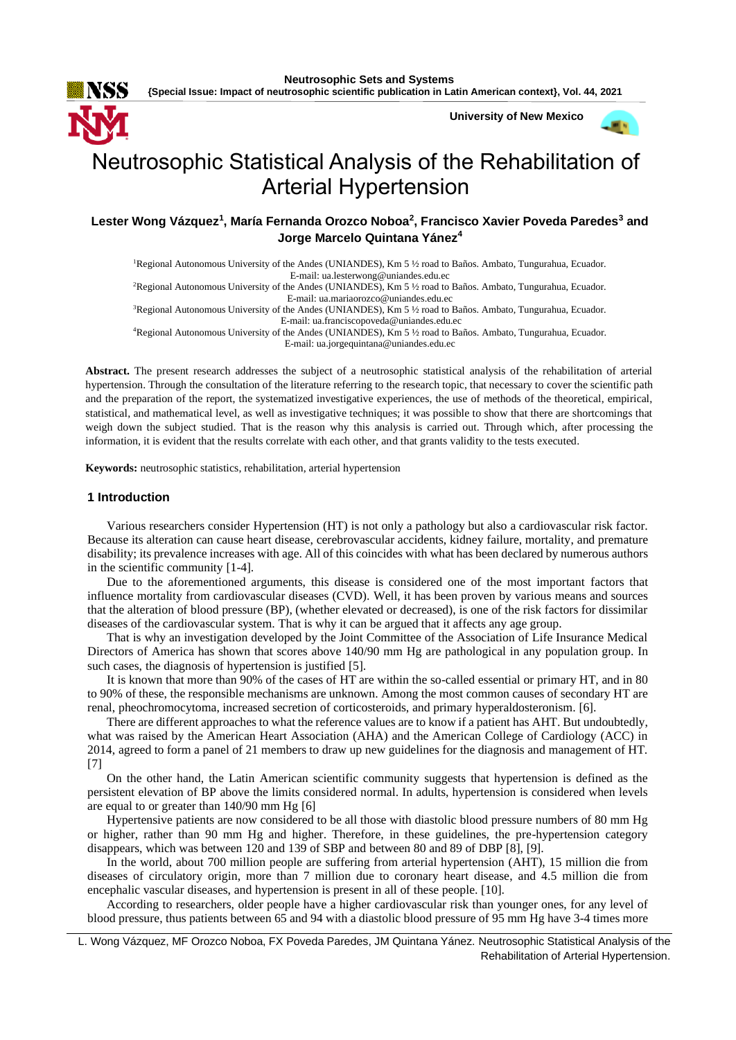# Neutrosophic Statistical Analysis of the Rehabilitation of Arterial Hypertension

**Lester Wong Vázquez[1], María Fernanda Orozco Noboa[2], Francisco Xavier Poveda Paredes[3] and Jorge Marcelo Quintana Yánez[4]**

[1]Regional Autonomous University of the Andes (UNIANDES), Km 5 ½ road to Baños. Ambato, Tungurahua, Ecuador. E-mail: ua.lesterwong@uniandes.edu.ec

[2]Regional Autonomous University of the Andes (UNIANDES), Km 5 ½ road to Baños. Ambato, Tungurahua, Ecuador. E-mail: ua.mariaorozco@uniandes.edu.ec

[3]Regional Autonomous University of the Andes (UNIANDES), Km 5 ½ road to Baños. Ambato, Tungurahua, Ecuador. E-mail: ua.franciscopoveda@uniandes.edu.ec

[4]Regional Autonomous University of the Andes (UNIANDES), Km 5 ½ road to Baños. Ambato, Tungurahua, Ecuador. E-mail: ua.jorgequintana@uniandes.edu.ec

**Abstract.** The present research addresses the subject of a neutrosophic statistical analysis of the rehabilitation of arterial hypertension. Through the consultation of the literature referring to the research topic, that necessary to cover the scientific path and the preparation of the report, the systematized investigative experiences, the use of methods of the theoretical, empirical, statistical, and mathematical level, as well as investigative techniques; it was possible to show that there are shortcomings that weigh down the subject studied. That is the reason why this analysis is carried out. Through which, after processing the information, it is evident that the results correlate with each other, and that grants validity to the tests executed.

**Keywords:** neutrosophic statistics, rehabilitation, arterial hypertension

## 1 Introduction

Various researchers consider Hypertension (HT) is not only a pathology but also a cardiovascular risk factor. Because its alteration can cause heart disease, cerebrovascular accidents, kidney failure, mortality, and premature disability; its prevalence increases with age. All of this coincides with what has been declared by numerous authors in the scientific community [1-4].

Due to the aforementioned arguments, this disease is considered one of the most important factors that influence mortality from cardiovascular diseases (CVD). Well, it has been proven by various means and sources that the alteration of blood pressure (BP), (whether elevated or decreased), is one of the risk factors for dissimilar diseases of the cardiovascular system. That is why it can be argued that it affects any age group.

That is why an investigation developed by the Joint Committee of the Association of Life Insurance Medical Directors of America has shown that scores above 140/90 mm Hg are pathological in any population group. In such cases, the diagnosis of hypertension is justified [5].

It is known that more than 90% of the cases of HT are within the so-called essential or primary HT, and in 80 to 90% of these, the responsible mechanisms are unknown. Among the most common causes of secondary HT are renal, pheochromocytoma, increased secretion of corticosteroids, and primary hyperaldosteronism. [6].

There are different approaches to what the reference values are to know if a patient has AHT. But undoubtedly, what was raised by the American Heart Association (AHA) and the American College of Cardiology (ACC) in 2014, agreed to form a panel of 21 members to draw up new guidelines for the diagnosis and management of HT. [7]

On the other hand, the Latin American scientific community suggests that hypertension is defined as the persistent elevation of BP above the limits considered normal. In adults, hypertension is considered when levels are equal to or greater than 140/90 mm Hg [6]

Hypertensive patients are now considered to be all those with diastolic blood pressure numbers of 80 mm Hg or higher, rather than 90 mm Hg and higher. Therefore, in these guidelines, the pre-hypertension category disappears, which was between 120 and 139 of SBP and between 80 and 89 of DBP [8], [9].

In the world, about 700 million people are suffering from arterial hypertension (AHT), 15 million die from diseases of circulatory origin, more than 7 million due to coronary heart disease, and 4.5 million die from encephalic vascular diseases, and hypertension is present in all of these people. [10].

According to researchers, older people have a higher cardiovascular risk than younger ones, for any level of blood pressure, thus patients between 65 and 94 with a diastolic blood pressure of 95 mm Hg have 3-4 times more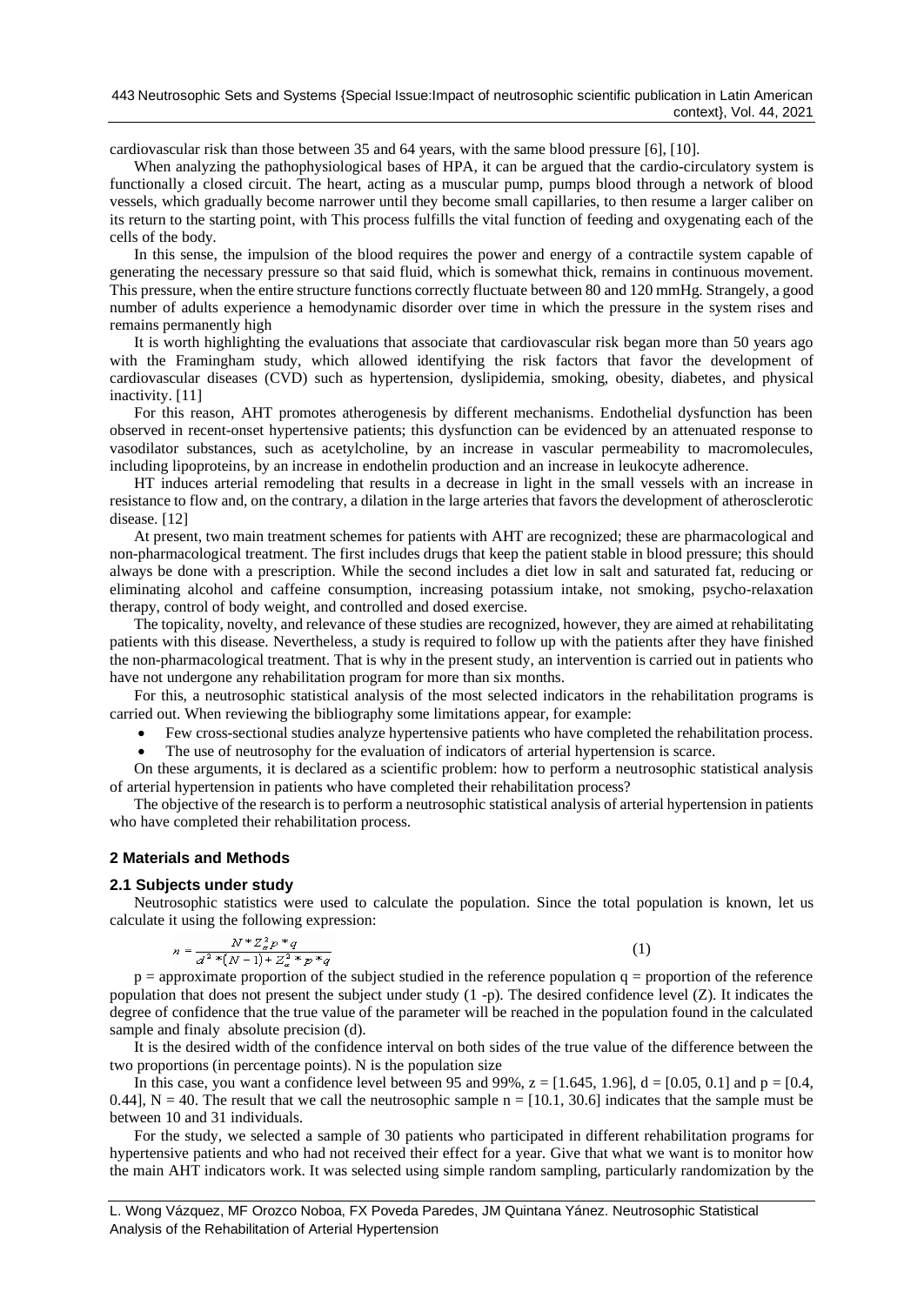cardiovascular risk than those between 35 and 64 years, with the same blood pressure [6], [10].

When analyzing the pathophysiological bases of HPA, it can be argued that the cardio-circulatory system is functionally a closed circuit. The heart, acting as a muscular pump, pumps blood through a network of blood vessels, which gradually become narrower until they become small capillaries, to then resume a larger caliber on its return to the starting point, with This process fulfills the vital function of feeding and oxygenating each of the cells of the body.

In this sense, the impulsion of the blood requires the power and energy of a contractile system capable of generating the necessary pressure so that said fluid, which is somewhat thick, remains in continuous movement. This pressure, when the entire structure functions correctly fluctuate between 80 and 120 mmHg. Strangely, a good number of adults experience a hemodynamic disorder over time in which the pressure in the system rises and remains permanently high

It is worth highlighting the evaluations that associate that cardiovascular risk began more than 50 years ago with the Framingham study, which allowed identifying the risk factors that favor the development of cardiovascular diseases (CVD) such as hypertension, dyslipidemia, smoking, obesity, diabetes, and physical inactivity. [11]

For this reason, AHT promotes atherogenesis by different mechanisms. Endothelial dysfunction has been observed in recent-onset hypertensive patients; this dysfunction can be evidenced by an attenuated response to vasodilator substances, such as acetylcholine, by an increase in vascular permeability to macromolecules, including lipoproteins, by an increase in endothelin production and an increase in leukocyte adherence.

HT induces arterial remodeling that results in a decrease in light in the small vessels with an increase in resistance to flow and, on the contrary, a dilation in the large arteries that favors the development of atherosclerotic disease. [12]

At present, two main treatment schemes for patients with AHT are recognized; these are pharmacological and non-pharmacological treatment. The first includes drugs that keep the patient stable in blood pressure; this should always be done with a prescription. While the second includes a diet low in salt and saturated fat, reducing or eliminating alcohol and caffeine consumption, increasing potassium intake, not smoking, psycho-relaxation therapy, control of body weight, and controlled and dosed exercise.

The topicality, novelty, and relevance of these studies are recognized, however, they are aimed at rehabilitating patients with this disease. Nevertheless, a study is required to follow up with the patients after they have finished the non-pharmacological treatment. That is why in the present study, an intervention is carried out in patients who have not undergone any rehabilitation program for more than six months.

For this, a neutrosophic statistical analysis of the most selected indicators in the rehabilitation programs is carried out. When reviewing the bibliography some limitations appear, for example:

- Few cross-sectional studies analyze hypertensive patients who have completed the rehabilitation process.
- The use of neutrosophy for the evaluation of indicators of arterial hypertension is scarce.

On these arguments, it is declared as a scientific problem: how to perform a neutrosophic statistical analysis of arterial hypertension in patients who have completed their rehabilitation process?

The objective of the research is to perform a neutrosophic statistical analysis of arterial hypertension in patients who have completed their rehabilitation process.

## 2 Materials and Methods

### 2.1 Subjects under study

Neutrosophic statistics were used to calculate the population. Since the total population is known, let us calculate it using the following expression:

$$n = \frac{N * Z_\alpha^2 p * q}{d^2 * (N-1) + Z_\alpha^2 * p * q} \quad (1)$$

p = approximate proportion of the subject studied in the reference population q = proportion of the reference population that does not present the subject under study (1 -p). The desired confidence level (Z). It indicates the degree of confidence that the true value of the parameter will be reached in the population found in the calculated sample and finaly absolute precision (d).

It is the desired width of the confidence interval on both sides of the true value of the difference between the two proportions (in percentage points). N is the population size

In this case, you want a confidence level between 95 and 99%, z = [1.645, 1.96], d = [0.05, 0.1] and p = [0.4, 0.44], N = 40. The result that we call the neutrosophic sample n = [10.1, 30.6] indicates that the sample must be between 10 and 31 individuals.

For the study, we selected a sample of 30 patients who participated in different rehabilitation programs for hypertensive patients and who had not received their effect for a year. Give that what we want is to monitor how the main AHT indicators work. It was selected using simple random sampling, particularly randomization by the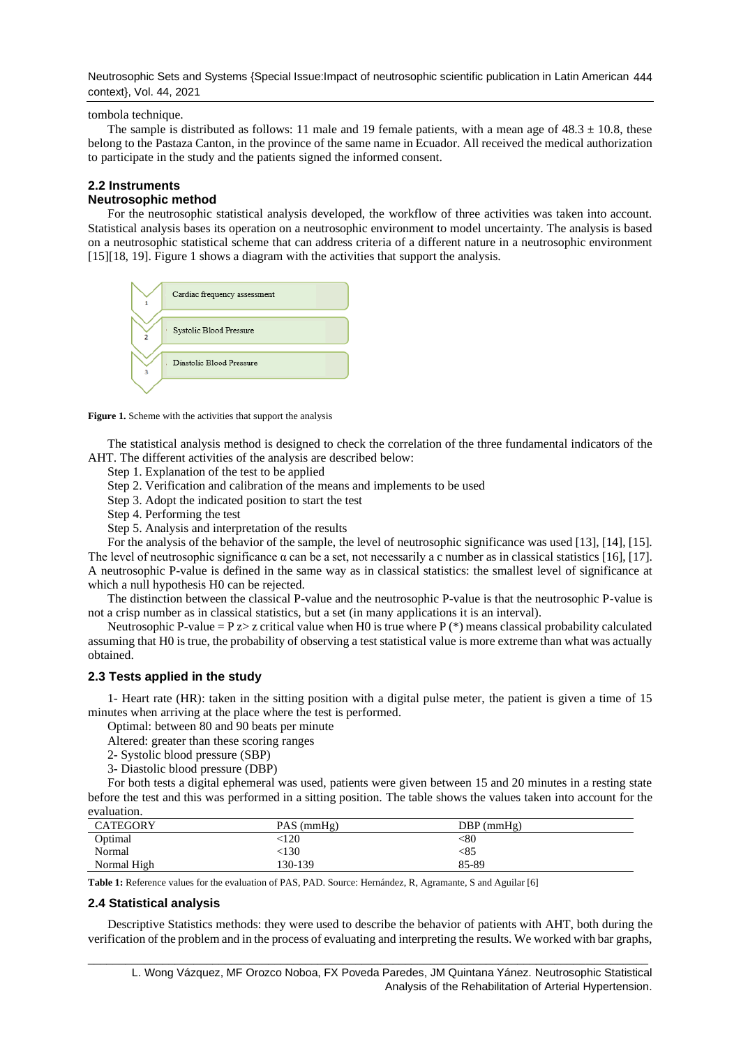tombola technique.

The sample is distributed as follows: 11 male and 19 female patients, with a mean age of $48.3 \pm 10.8$, these belong to the Pastaza Canton, in the province of the same name in Ecuador. All received the medical authorization to participate in the study and the patients signed the informed consent.

## 2.2 Instruments

### Neutrosophic method

For the neutrosophic statistical analysis developed, the workflow of three activities was taken into account. Statistical analysis bases its operation on a neutrosophic environment to model uncertainty. The analysis is based on a neutrosophic statistical scheme that can address criteria of a different nature in a neutrosophic environment [15][18, 19]. Figure 1 shows a diagram with the activities that support the analysis.

1. Cardiac frequency assessment
2. Systolic Blood Pressure
3. Diastolic Blood Pressure

**Figure 1.** Scheme with the activities that support the analysis

The statistical analysis method is designed to check the correlation of the three fundamental indicators of the AHT. The different activities of the analysis are described below:

Step 1. Explanation of the test to be applied

Step 2. Verification and calibration of the means and implements to be used

Step 3. Adopt the indicated position to start the test

Step 4. Performing the test

Step 5. Analysis and interpretation of the results

For the analysis of the behavior of the sample, the level of neutrosophic significance was used [13], [14], [15]. The level of neutrosophic significance α can be a set, not necessarily a c number as in classical statistics [16], [17]. A neutrosophic P-value is defined in the same way as in classical statistics: the smallest level of significance at which a null hypothesis H0 can be rejected.

The distinction between the classical P-value and the neutrosophic P-value is that the neutrosophic P-value is not a crisp number as in classical statistics, but a set (in many applications it is an interval).

Neutrosophic P-value = P z> z critical value when H0 is true where P (*) means classical probability calculated assuming that H0 is true, the probability of observing a test statistical value is more extreme than what was actually obtained.

## 2.3 Tests applied in the study

1- Heart rate (HR): taken in the sitting position with a digital pulse meter, the patient is given a time of 15 minutes when arriving at the place where the test is performed.

Optimal: between 80 and 90 beats per minute

Altered: greater than these scoring ranges

2- Systolic blood pressure (SBP)

3- Diastolic blood pressure (DBP)

For both tests a digital ephemeral was used, patients were given between 15 and 20 minutes in a resting state before the test and this was performed in a sitting position. The table shows the values taken into account for the evaluation.

| CATEGORY | PAS (mmHg) | DBP (mmHg) |
|---|---|---|
| Optimal | <120 | <80 |
| Normal | <130 | <85 |
| Normal High | 130-139 | 85-89 |

**Table 1:** Reference values for the evaluation of PAS, PAD. Source: Hernández, R, Agramante, S and Aguilar [6]

## 2.4 Statistical analysis

Descriptive Statistics methods: they were used to describe the behavior of patients with AHT, both during the verification of the problem and in the process of evaluating and interpreting the results. We worked with bar graphs,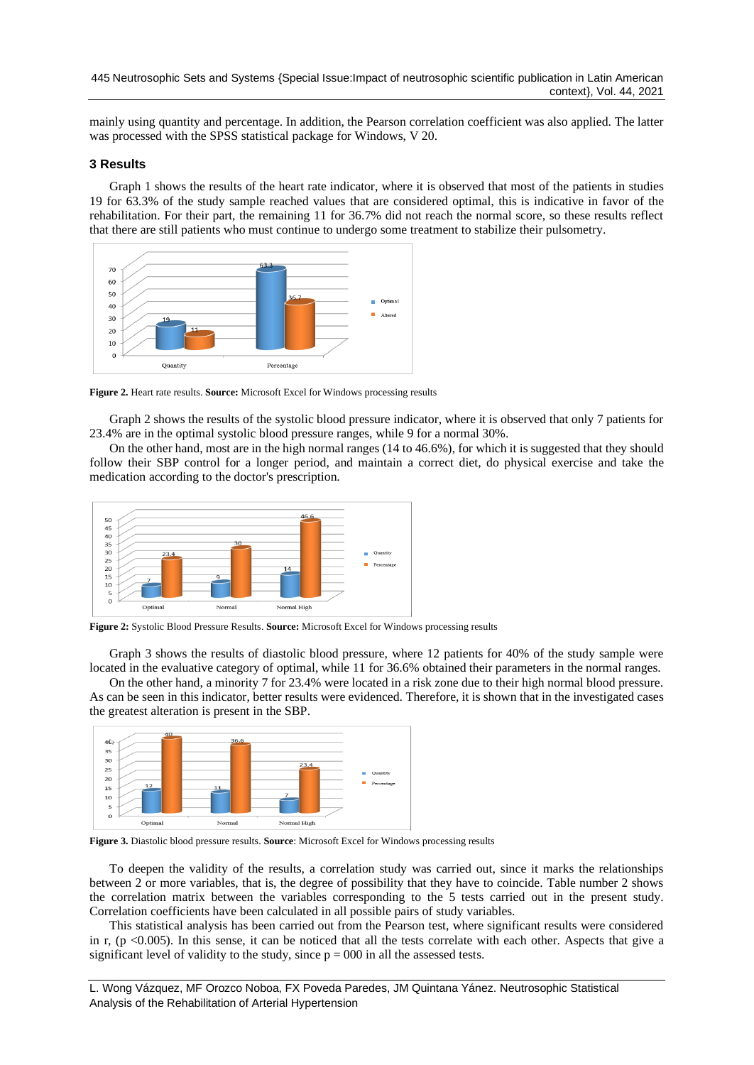mainly using quantity and percentage. In addition, the Pearson correlation coefficient was also applied. The latter was processed with the SPSS statistical package for Windows, V 20.

### 3 Results

Graph 1 shows the results of the heart rate indicator, where it is observed that most of the patients in studies 19 for 63.3% of the study sample reached values that are considered optimal, this is indicative in favor of the rehabilitation. For their part, the remaining 11 for 36.7% did not reach the normal score, so these results reflect that there are still patients who must continue to undergo some treatment to stabilize their pulsometry.

**Figure 2.** Heart rate results. **Source:** Microsoft Excel for Windows processing results

Graph 2 shows the results of the systolic blood pressure indicator, where it is observed that only 7 patients for 23.4% are in the optimal systolic blood pressure ranges, while 9 for a normal 30%.

On the other hand, most are in the high normal ranges (14 to 46.6%), for which it is suggested that they should follow their SBP control for a longer period, and maintain a correct diet, do physical exercise and take the medication according to the doctor's prescription.

**Figure 2:** Systolic Blood Pressure Results. **Source:** Microsoft Excel for Windows processing results

Graph 3 shows the results of diastolic blood pressure, where 12 patients for 40% of the study sample were located in the evaluative category of optimal, while 11 for 36.6% obtained their parameters in the normal ranges.

On the other hand, a minority 7 for 23.4% were located in a risk zone due to their high normal blood pressure. As can be seen in this indicator, better results were evidenced. Therefore, it is shown that in the investigated cases the greatest alteration is present in the SBP.

**Figure 3.** Diastolic blood pressure results. **Source**: Microsoft Excel for Windows processing results

To deepen the validity of the results, a correlation study was carried out, since it marks the relationships between 2 or more variables, that is, the degree of possibility that they have to coincide. Table number 2 shows the correlation matrix between the variables corresponding to the 5 tests carried out in the present study. Correlation coefficients have been calculated in all possible pairs of study variables.

This statistical analysis has been carried out from the Pearson test, where significant results were considered in r, ($p < 0.005$). In this sense, it can be noticed that all the tests correlate with each other. Aspects that give a significant level of validity to the study, since $p = 000$ in all the assessed tests.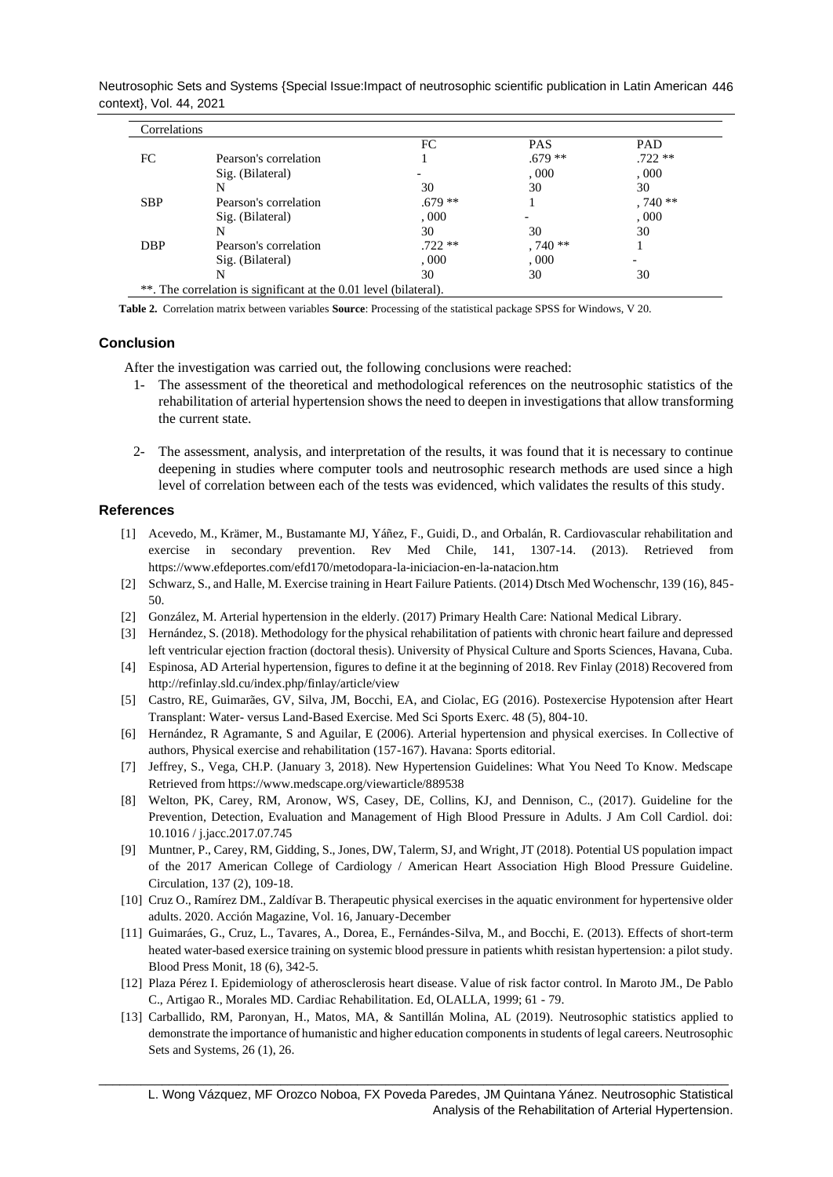| Correlations | | | | |
|---|---|---|---|---|
| | | FC | PAS | PAD |
| FC | Pearson's correlation | 1 | .679 ** | .722 ** |
| | Sig. (Bilateral) | - | , 000 | , 000 |
| | N | 30 | 30 | 30 |
| SBP | Pearson's correlation | .679 ** | 1 | , 740 ** |
| | Sig. (Bilateral) | , 000 | - | , 000 |
| | N | 30 | 30 | 30 |
| DBP | Pearson's correlation | .722 ** | , 740 ** | 1 |
| | Sig. (Bilateral) | , 000 | , 000 | - |
| | N | 30 | 30 | 30 |
| **. The correlation is significant at the 0.01 level (bilateral). | | | | |

**Table 2.** Correlation matrix between variables **Source**: Processing of the statistical package SPSS for Windows, V 20.

## Conclusion

After the investigation was carried out, the following conclusions were reached:

1- The assessment of the theoretical and methodological references on the neutrosophic statistics of the rehabilitation of arterial hypertension shows the need to deepen in investigations that allow transforming the current state.

2- The assessment, analysis, and interpretation of the results, it was found that it is necessary to continue deepening in studies where computer tools and neutrosophic research methods are used since a high level of correlation between each of the tests was evidenced, which validates the results of this study.

## References

[1] Acevedo, M., Krämer, M., Bustamante MJ, Yáñez, F., Guidi, D., and Orbalán, R. Cardiovascular rehabilitation and exercise in secondary prevention. Rev Med Chile, 141, 1307-14. (2013). Retrieved from https://www.efdeportes.com/efd170/metodopara-la-iniciacion-en-la-natacion.htm

[2] Schwarz, S., and Halle, M. Exercise training in Heart Failure Patients. (2014) Dtsch Med Wochenschr, 139 (16), 845-50.

[2] González, M. Arterial hypertension in the elderly. (2017) Primary Health Care: National Medical Library.

[3] Hernández, S. (2018). Methodology for the physical rehabilitation of patients with chronic heart failure and depressed left ventricular ejection fraction (doctoral thesis). University of Physical Culture and Sports Sciences, Havana, Cuba.

[4] Espinosa, AD Arterial hypertension, figures to define it at the beginning of 2018. Rev Finlay (2018) Recovered from http://refinlay.sld.cu/index.php/finlay/article/view

[5] Castro, RE, Guimarães, GV, Silva, JM, Bocchi, EA, and Ciolac, EG (2016). Postexercise Hypotension after Heart Transplant: Water- versus Land-Based Exercise. Med Sci Sports Exerc. 48 (5), 804-10.

[6] Hernández, R Agramante, S and Aguilar, E (2006). Arterial hypertension and physical exercises. In Collective of authors, Physical exercise and rehabilitation (157-167). Havana: Sports editorial.

[7] Jeffrey, S., Vega, CH.P. (January 3, 2018). New Hypertension Guidelines: What You Need To Know. Medscape Retrieved from https://www.medscape.org/viewarticle/889538

[8] Welton, PK, Carey, RM, Aronow, WS, Casey, DE, Collins, KJ, and Dennison, C., (2017). Guideline for the Prevention, Detection, Evaluation and Management of High Blood Pressure in Adults. J Am Coll Cardiol. doi: 10.1016 / j.jacc.2017.07.745

[9] Muntner, P., Carey, RM, Gidding, S., Jones, DW, Talerm, SJ, and Wright, JT (2018). Potential US population impact of the 2017 American College of Cardiology / American Heart Association High Blood Pressure Guideline. Circulation, 137 (2), 109-18.

[10] Cruz O., Ramírez DM., Zaldívar B. Therapeutic physical exercises in the aquatic environment for hypertensive older adults. 2020. Acción Magazine, Vol. 16, January-December

[11] Guimaráes, G., Cruz, L., Tavares, A., Dorea, E., Fernándes-Silva, M., and Bocchi, E. (2013). Effects of short-term heated water-based exersice training on systemic blood pressure in patients whith resistan hypertension: a pilot study. Blood Press Monit, 18 (6), 342-5.

[12] Plaza Pérez I. Epidemiology of atherosclerosis heart disease. Value of risk factor control. In Maroto JM., De Pablo C., Artigao R., Morales MD. Cardiac Rehabilitation. Ed, OLALLA, 1999; 61 - 79.

[13] Carballido, RM, Paronyan, H., Matos, MA, & Santillán Molina, AL (2019). Neutrosophic statistics applied to demonstrate the importance of humanistic and higher education components in students of legal careers. Neutrosophic Sets and Systems, 26 (1), 26.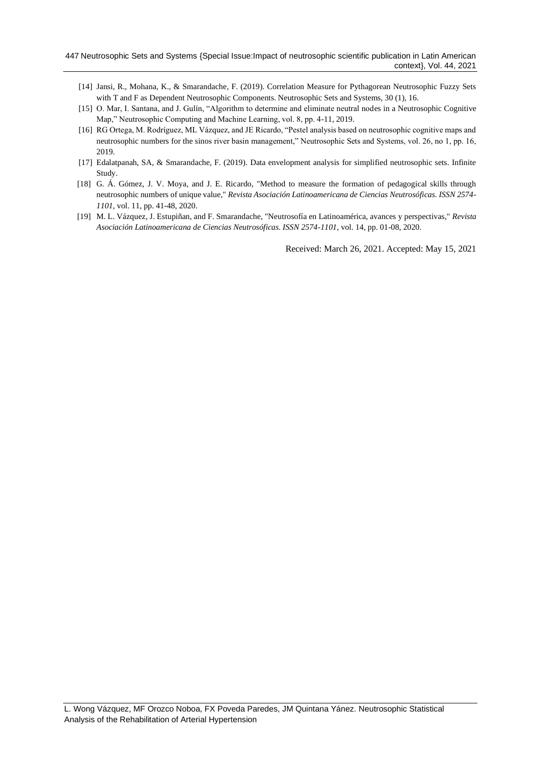[14] Jansi, R., Mohana, K., & Smarandache, F. (2019). Correlation Measure for Pythagorean Neutrosophic Fuzzy Sets with T and F as Dependent Neutrosophic Components. Neutrosophic Sets and Systems, 30 (1), 16.

[15] O. Mar, I. Santana, and J. Gulín, "Algorithm to determine and eliminate neutral nodes in a Neutrosophic Cognitive Map," Neutrosophic Computing and Machine Learning, vol. 8, pp. 4-11, 2019.

[16] RG Ortega, M. Rodríguez, ML Vázquez, and JE Ricardo, "Pestel analysis based on neutrosophic cognitive maps and neutrosophic numbers for the sinos river basin management," Neutrosophic Sets and Systems, vol. 26, no 1, pp. 16, 2019.

[17] Edalatpanah, SA, & Smarandache, F. (2019). Data envelopment analysis for simplified neutrosophic sets. Infinite Study.

[18] G. Á. Gómez, J. V. Moya, and J. E. Ricardo, "Method to measure the formation of pedagogical skills through neutrosophic numbers of unique value," *Revista Asociación Latinoamericana de Ciencias Neutrosóficas. ISSN 2574-1101*, vol. 11, pp. 41-48, 2020.

[19] M. L. Vázquez, J. Estupiñan, and F. Smarandache, "Neutrosofía en Latinoamérica, avances y perspectivas," *Revista Asociación Latinoamericana de Ciencias Neutrosóficas. ISSN 2574-1101*, vol. 14, pp. 01-08, 2020.

Received: March 26, 2021. Accepted: May 15, 2021